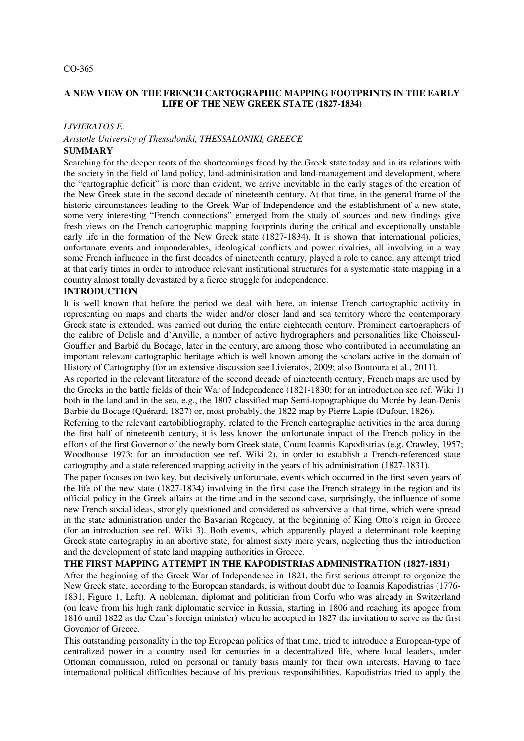CO-365

# A NEW VIEW ON THE FRENCH CARTOGRAPHIC MAPPING FOOTPRINTS IN THE EARLY LIFE OF THE NEW GREEK STATE (1827-1834)

*LIVIERATOS E.*

*Aristotle University of Thessaloniki, THESSALONIKI, GREECE*

## SUMMARY

Searching for the deeper roots of the shortcomings faced by the Greek state today and in its relations with the society in the field of land policy, land-administration and land-management and development, where the "cartographic deficit" is more than evident, we arrive inevitable in the early stages of the creation of the New Greek state in the second decade of nineteenth century. At that time, in the general frame of the historic circumstances leading to the Greek War of Independence and the establishment of a new state, some very interesting "French connections" emerged from the study of sources and new findings give fresh views on the French cartographic mapping footprints during the critical and exceptionally unstable early life in the formation of the New Greek state (1827-1834). It is shown that international policies, unfortunate events and imponderables, ideological conflicts and power rivalries, all involving in a way some French influence in the first decades of nineteenth century, played a role to cancel any attempt tried at that early times in order to introduce relevant institutional structures for a systematic state mapping in a country almost totally devastated by a fierce struggle for independence.

## INTRODUCTION

It is well known that before the period we deal with here, an intense French cartographic activity in representing on maps and charts the wider and/or closer land and sea territory where the contemporary Greek state is extended, was carried out during the entire eighteenth century. Prominent cartographers of the calibre of Delisle and d'Anville, a number of active hydrographers and personalities like Choisseul-Gouffier and Barbié du Bocage, later in the century, are among those who contributed in accumulating an important relevant cartographic heritage which is well known among the scholars active in the domain of History of Cartography (for an extensive discussion see Livieratos, 2009; also Boutoura et al., 2011).

As reported in the relevant literature of the second decade of nineteenth century, French maps are used by the Greeks in the battle fields of their War of Independence (1821-1830; for an introduction see ref. Wiki 1) both in the land and in the sea, e.g., the 1807 classified map Semi-topographique du Morée by Jean-Denis Barbié du Bocage (Quérard, 1827) or, most probably, the 1822 map by Pierre Lapie (Dufour, 1826).

Referring to the relevant cartobibliography, related to the French cartographic activities in the area during the first half of nineteenth century, it is less known the unfortunate impact of the French policy in the efforts of the first Governor of the newly born Greek state, Count Ioannis Kapodistrias (e.g. Crawley, 1957; Woodhouse 1973; for an introduction see ref. Wiki 2), in order to establish a French-referenced state cartography and a state referenced mapping activity in the years of his administration (1827-1831).

The paper focuses on two key, but decisively unfortunate, events which occurred in the first seven years of the life of the new state (1827-1834) involving in the first case the French strategy in the region and its official policy in the Greek affairs at the time and in the second case, surprisingly, the influence of some new French social ideas, strongly questioned and considered as subversive at that time, which were spread in the state administration under the Bavarian Regency, at the beginning of King Otto's reign in Greece (for an introduction see ref. Wiki 3). Both events, which apparently played a determinant role keeping Greek state cartography in an abortive state, for almost sixty more years, neglecting thus the introduction and the development of state land mapping authorities in Greece.

## THE FIRST MAPPING ATTEMPT IN THE KAPODISTRIAS ADMINISTRATION (1827-1831)

After the beginning of the Greek War of Independence in 1821, the first serious attempt to organize the New Greek state, according to the European standards, is without doubt due to Ioannis Kapodistrias (1776-1831, Figure 1, Left). A nobleman, diplomat and politician from Corfu who was already in Switzerland (on leave from his high rank diplomatic service in Russia, starting in 1806 and reaching its apogee from 1816 until 1822 as the Czar's foreign minister) when he accepted in 1827 the invitation to serve as the first Governor of Greece.

This outstanding personality in the top European politics of that time, tried to introduce a European-type of centralized power in a country used for centuries in a decentralized life, where local leaders, under Ottoman commission, ruled on personal or family basis mainly for their own interests. Having to face international political difficulties because of his previous responsibilities, Kapodistrias tried to apply the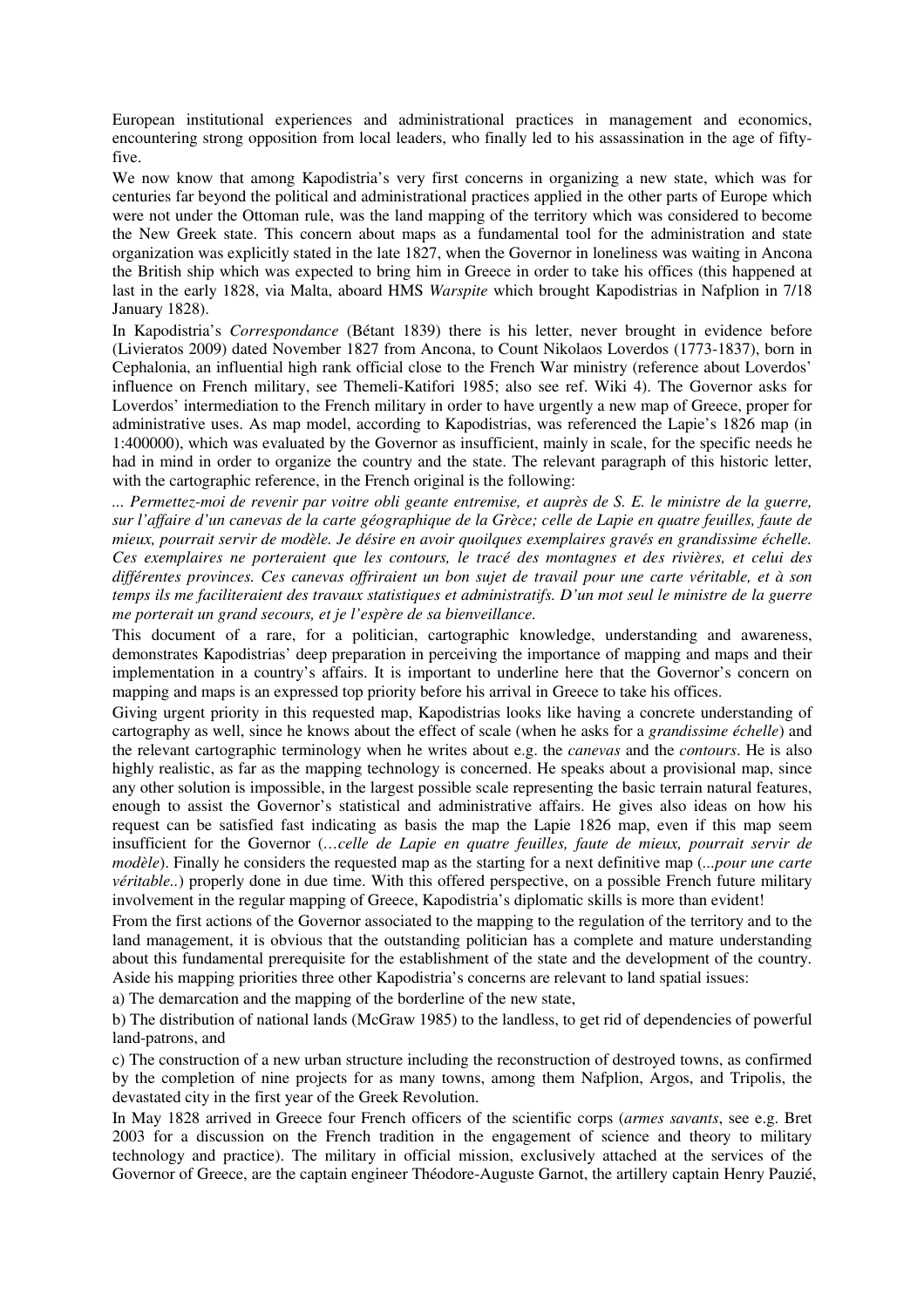European institutional experiences and administrational practices in management and economics, encountering strong opposition from local leaders, who finally led to his assassination in the age of fifty-five.

We now know that among Kapodistria's very first concerns in organizing a new state, which was for centuries far beyond the political and administrational practices applied in the other parts of Europe which were not under the Ottoman rule, was the land mapping of the territory which was considered to become the New Greek state. This concern about maps as a fundamental tool for the administration and state organization was explicitly stated in the late 1827, when the Governor in loneliness was waiting in Ancona the British ship which was expected to bring him in Greece in order to take his offices (this happened at last in the early 1828, via Malta, aboard HMS *Warspite* which brought Kapodistrias in Nafplion in 7/18 January 1828).

In Kapodistria's *Correspondance* (Bétant 1839) there is his letter, never brought in evidence before (Livieratos 2009) dated November 1827 from Ancona, to Count Nikolaos Loverdos (1773-1837), born in Cephalonia, an influential high rank official close to the French War ministry (reference about Loverdos' influence on French military, see Themeli-Katifori 1985; also see ref. Wiki 4). The Governor asks for Loverdos' intermediation to the French military in order to have urgently a new map of Greece, proper for administrative uses. As map model, according to Kapodistrias, was referenced the Lapie's 1826 map (in 1:400000), which was evaluated by the Governor as insufficient, mainly in scale, for the specific needs he had in mind in order to organize the country and the state. The relevant paragraph of this historic letter, with the cartographic reference, in the French original is the following:

*... Permettez-moi de revenir par voitre obli geante entremise, et auprès de S. E. le ministre de la guerre, sur l'affaire d'un canevas de la carte géographique de la Grèce; celle de Lapie en quatre feuilles, faute de mieux, pourrait servir de modèle. Je désire en avoir quoilques exemplaires gravés en grandissime échelle. Ces exemplaires ne porteraient que les contours, le tracé des montagnes et des rivières, et celui des différentes provinces. Ces canevas offriraient un bon sujet de travail pour une carte véritable, et à son temps ils me faciliteraient des travaux statistiques et administratifs. D'un mot seul le ministre de la guerre me porterait un grand secours, et je l'espère de sa bienveillance.*

This document of a rare, for a politician, cartographic knowledge, understanding and awareness, demonstrates Kapodistrias' deep preparation in perceiving the importance of mapping and maps and their implementation in a country's affairs. It is important to underline here that the Governor's concern on mapping and maps is an expressed top priority before his arrival in Greece to take his offices.

Giving urgent priority in this requested map, Kapodistrias looks like having a concrete understanding of cartography as well, since he knows about the effect of scale (when he asks for a *grandissime échelle*) and the relevant cartographic terminology when he writes about e.g. the *canevas* and the *contours*. He is also highly realistic, as far as the mapping technology is concerned. He speaks about a provisional map, since any other solution is impossible, in the largest possible scale representing the basic terrain natural features, enough to assist the Governor's statistical and administrative affairs. He gives also ideas on how his request can be satisfied fast indicating as basis the map the Lapie 1826 map, even if this map seem insufficient for the Governor (*…celle de Lapie en quatre feuilles, faute de mieux, pourrait servir de modèle*). Finally he considers the requested map as the starting for a next definitive map (*...pour une carte véritable..*) properly done in due time. With this offered perspective, on a possible French future military involvement in the regular mapping of Greece, Kapodistria's diplomatic skills is more than evident!

From the first actions of the Governor associated to the mapping to the regulation of the territory and to the land management, it is obvious that the outstanding politician has a complete and mature understanding about this fundamental prerequisite for the establishment of the state and the development of the country. Aside his mapping priorities three other Kapodistria's concerns are relevant to land spatial issues:

a) The demarcation and the mapping of the borderline of the new state,

b) The distribution of national lands (McGraw 1985) to the landless, to get rid of dependencies of powerful land-patrons, and

c) The construction of a new urban structure including the reconstruction of destroyed towns, as confirmed by the completion of nine projects for as many towns, among them Nafplion, Argos, and Tripolis, the devastated city in the first year of the Greek Revolution.

In May 1828 arrived in Greece four French officers of the scientific corps (*armes savants*, see e.g. Bret 2003 for a discussion on the French tradition in the engagement of science and theory to military technology and practice). The military in official mission, exclusively attached at the services of the Governor of Greece, are the captain engineer Théodore-Auguste Garnot, the artillery captain Henry Pauzié,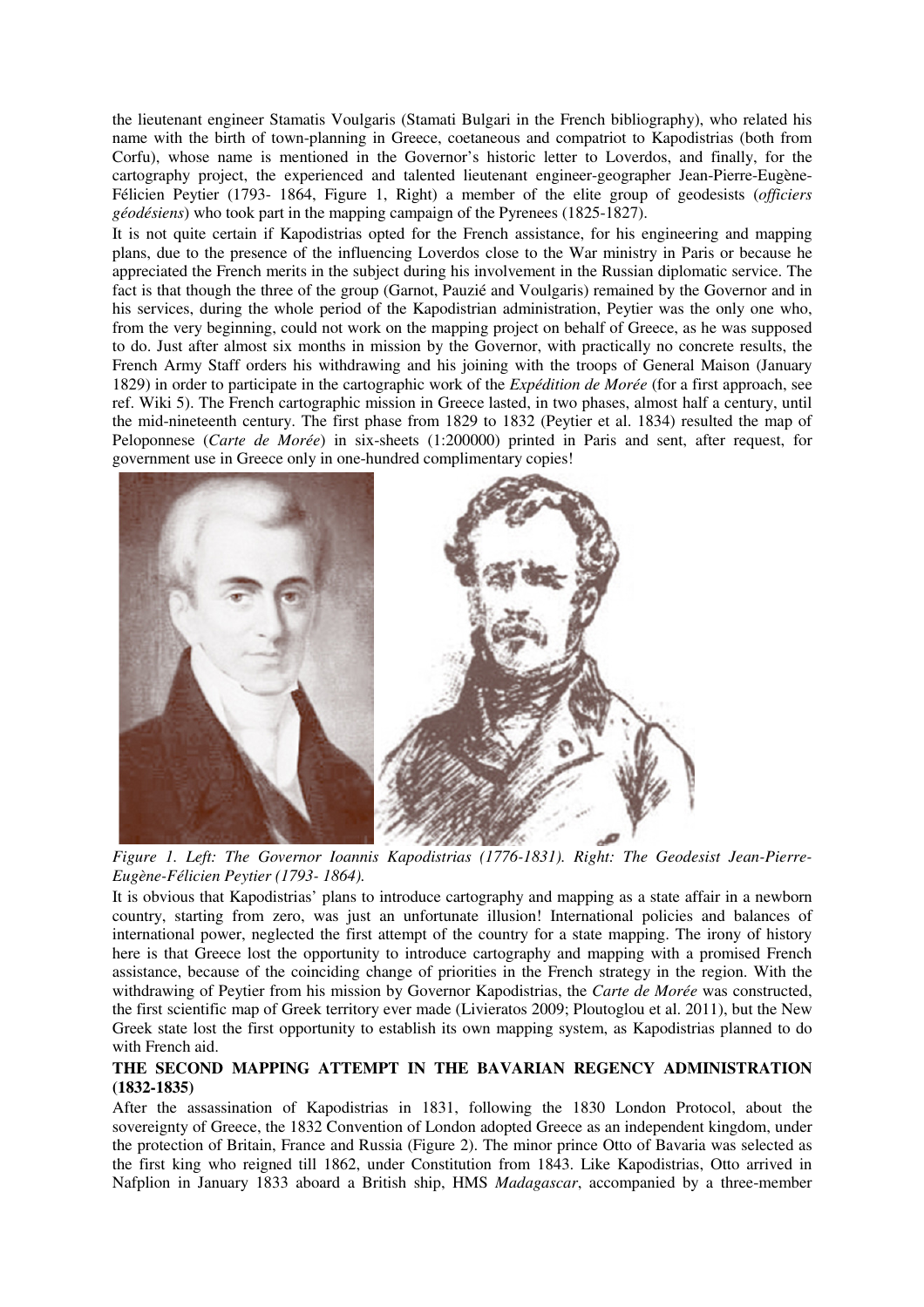the lieutenant engineer Stamatis Voulgaris (Stamati Bulgari in the French bibliography), who related his name with the birth of town-planning in Greece, coetaneous and compatriot to Kapodistrias (both from Corfu), whose name is mentioned in the Governor's historic letter to Loverdos, and finally, for the cartography project, the experienced and talented lieutenant engineer-geographer Jean-Pierre-Eugène-Félicien Peytier (1793- 1864, Figure 1, Right) a member of the elite group of geodesists (*officiers géodésiens*) who took part in the mapping campaign of the Pyrenees (1825-1827).

It is not quite certain if Kapodistrias opted for the French assistance, for his engineering and mapping plans, due to the presence of the influencing Loverdos close to the War ministry in Paris or because he appreciated the French merits in the subject during his involvement in the Russian diplomatic service. The fact is that though the three of the group (Garnot, Pauzié and Voulgaris) remained by the Governor and in his services, during the whole period of the Kapodistrian administration, Peytier was the only one who, from the very beginning, could not work on the mapping project on behalf of Greece, as he was supposed to do. Just after almost six months in mission by the Governor, with practically no concrete results, the French Army Staff orders his withdrawing and his joining with the troops of General Maison (January 1829) in order to participate in the cartographic work of the *Expédition de Morée* (for a first approach, see ref. Wiki 5). The French cartographic mission in Greece lasted, in two phases, almost half a century, until the mid-nineteenth century. The first phase from 1829 to 1832 (Peytier et al. 1834) resulted the map of Peloponnese (*Carte de Morée*) in six-sheets (1:200000) printed in Paris and sent, after request, for government use in Greece only in one-hundred complimentary copies!

*Figure 1. Left: The Governor Ioannis Kapodistrias (1776-1831). Right: The Geodesist Jean-Pierre-Eugène-Félicien Peytier (1793- 1864).*

It is obvious that Kapodistrias' plans to introduce cartography and mapping as a state affair in a newborn country, starting from zero, was just an unfortunate illusion! International policies and balances of international power, neglected the first attempt of the country for a state mapping. The irony of history here is that Greece lost the opportunity to introduce cartography and mapping with a promised French assistance, because of the coinciding change of priorities in the French strategy in the region. With the withdrawing of Peytier from his mission by Governor Kapodistrias, the *Carte de Morée* was constructed, the first scientific map of Greek territory ever made (Livieratos 2009; Ploutoglou et al. 2011), but the New Greek state lost the first opportunity to establish its own mapping system, as Kapodistrias planned to do with French aid.

## THE SECOND MAPPING ATTEMPT IN THE BAVARIAN REGENCY ADMINISTRATION (1832-1835)

After the assassination of Kapodistrias in 1831, following the 1830 London Protocol, about the sovereignty of Greece, the 1832 Convention of London adopted Greece as an independent kingdom, under the protection of Britain, France and Russia (Figure 2). The minor prince Otto of Bavaria was selected as the first king who reigned till 1862, under Constitution from 1843. Like Kapodistrias, Otto arrived in Nafplion in January 1833 aboard a British ship, HMS *Madagascar*, accompanied by a three-member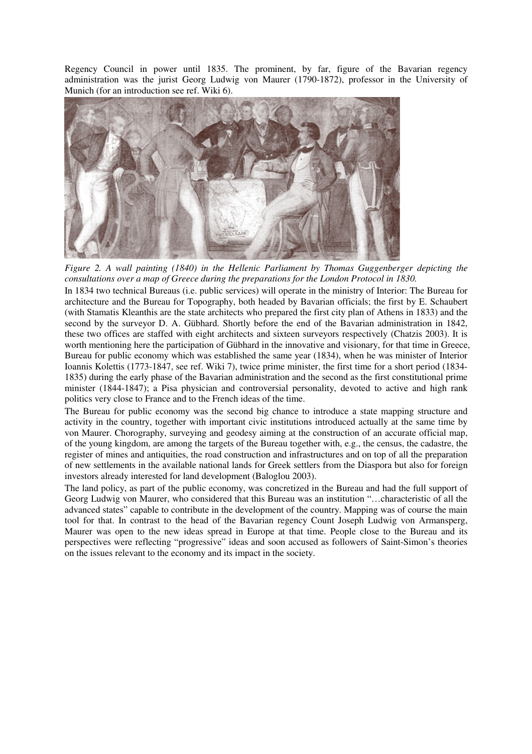Regency Council in power until 1835. The prominent, by far, figure of the Bavarian regency administration was the jurist Georg Ludwig von Maurer (1790-1872), professor in the University of Munich (for an introduction see ref. Wiki 6).

*Figure 2. A wall painting (1840) in the Hellenic Parliament by Thomas Guggenberger depicting the consultations over a map of Greece during the preparations for the London Protocol in 1830.*

In 1834 two technical Bureaus (i.e. public services) will operate in the ministry of Interior: The Bureau for architecture and the Bureau for Topography, both headed by Bavarian officials; the first by E. Schaubert (with Stamatis Kleanthis are the state architects who prepared the first city plan of Athens in 1833) and the second by the surveyor D. A. Gübhard. Shortly before the end of the Bavarian administration in 1842, these two offices are staffed with eight architects and sixteen surveyors respectively (Chatzis 2003). It is worth mentioning here the participation of Gübhard in the innovative and visionary, for that time in Greece, Bureau for public economy which was established the same year (1834), when he was minister of Interior Ioannis Kolettis (1773-1847, see ref. Wiki 7), twice prime minister, the first time for a short period (1834-1835) during the early phase of the Bavarian administration and the second as the first constitutional prime minister (1844-1847); a Pisa physician and controversial personality, devoted to active and high rank politics very close to France and to the French ideas of the time.

The Bureau for public economy was the second big chance to introduce a state mapping structure and activity in the country, together with important civic institutions introduced actually at the same time by von Maurer. Chorography, surveying and geodesy aiming at the construction of an accurate official map, of the young kingdom, are among the targets of the Bureau together with, e.g., the census, the cadastre, the register of mines and antiquities, the road construction and infrastructures and on top of all the preparation of new settlements in the available national lands for Greek settlers from the Diaspora but also for foreign investors already interested for land development (Baloglou 2003).

The land policy, as part of the public economy, was concretized in the Bureau and had the full support of Georg Ludwig von Maurer, who considered that this Bureau was an institution "…characteristic of all the advanced states" capable to contribute in the development of the country. Mapping was of course the main tool for that. In contrast to the head of the Bavarian regency Count Joseph Ludwig von Armansperg, Maurer was open to the new ideas spread in Europe at that time. People close to the Bureau and its perspectives were reflecting "progressive" ideas and soon accused as followers of Saint-Simon's theories on the issues relevant to the economy and its impact in the society.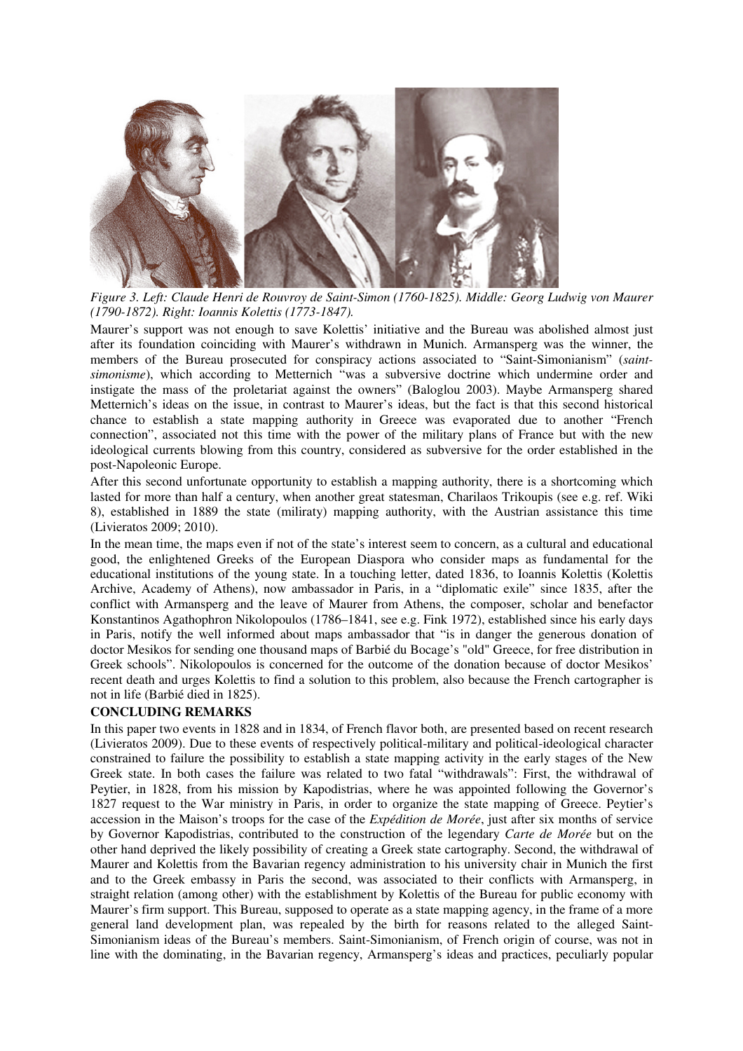*Figure 3. Left: Claude Henri de Rouvroy de Saint-Simon (1760-1825). Middle: Georg Ludwig von Maurer (1790-1872). Right: Ioannis Kolettis (1773-1847).*

Maurer's support was not enough to save Kolettis' initiative and the Bureau was abolished almost just after its foundation coinciding with Maurer's withdrawn in Munich. Armansperg was the winner, the members of the Bureau prosecuted for conspiracy actions associated to "Saint-Simonianism" (*saint-simonisme*), which according to Metternich "was a subversive doctrine which undermine order and instigate the mass of the proletariat against the owners" (Baloglou 2003). Maybe Armansperg shared Metternich's ideas on the issue, in contrast to Maurer's ideas, but the fact is that this second historical chance to establish a state mapping authority in Greece was evaporated due to another "French connection", associated not this time with the power of the military plans of France but with the new ideological currents blowing from this country, considered as subversive for the order established in the post-Napoleonic Europe.

After this second unfortunate opportunity to establish a mapping authority, there is a shortcoming which lasted for more than half a century, when another great statesman, Charilaos Trikoupis (see e.g. ref. Wiki 8), established in 1889 the state (miliraty) mapping authority, with the Austrian assistance this time (Livieratos 2009; 2010).

In the mean time, the maps even if not of the state's interest seem to concern, as a cultural and educational good, the enlightened Greeks of the European Diaspora who consider maps as fundamental for the educational institutions of the young state. In a touching letter, dated 1836, to Ioannis Kolettis (Kolettis Archive, Academy of Athens), now ambassador in Paris, in a "diplomatic exile" since 1835, after the conflict with Armansperg and the leave of Maurer from Athens, the composer, scholar and benefactor Konstantinos Agathophron Nikolopoulos (1786–1841, see e.g. Fink 1972), established since his early days in Paris, notify the well informed about maps ambassador that "is in danger the generous donation of doctor Mesikos for sending one thousand maps of Barbié du Bocage's "old" Greece, for free distribution in Greek schools". Nikolopoulos is concerned for the outcome of the donation because of doctor Mesikos' recent death and urges Kolettis to find a solution to this problem, also because the French cartographer is not in life (Barbié died in 1825).

## CONCLUDING REMARKS

In this paper two events in 1828 and in 1834, of French flavor both, are presented based on recent research (Livieratos 2009). Due to these events of respectively political-military and political-ideological character constrained to failure the possibility to establish a state mapping activity in the early stages of the New Greek state. In both cases the failure was related to two fatal "withdrawals": First, the withdrawal of Peytier, in 1828, from his mission by Kapodistrias, where he was appointed following the Governor's 1827 request to the War ministry in Paris, in order to organize the state mapping of Greece. Peytier's accession in the Maison's troops for the case of the *Expédition de Morée*, just after six months of service by Governor Kapodistrias, contributed to the construction of the legendary *Carte de Morée* but on the other hand deprived the likely possibility of creating a Greek state cartography. Second, the withdrawal of Maurer and Kolettis from the Bavarian regency administration to his university chair in Munich the first and to the Greek embassy in Paris the second, was associated to their conflicts with Armansperg, in straight relation (among other) with the establishment by Kolettis of the Bureau for public economy with Maurer's firm support. This Bureau, supposed to operate as a state mapping agency, in the frame of a more general land development plan, was repealed by the birth for reasons related to the alleged Saint-Simonianism ideas of the Bureau's members. Saint-Simonianism, of French origin of course, was not in line with the dominating, in the Bavarian regency, Armansperg's ideas and practices, peculiarly popular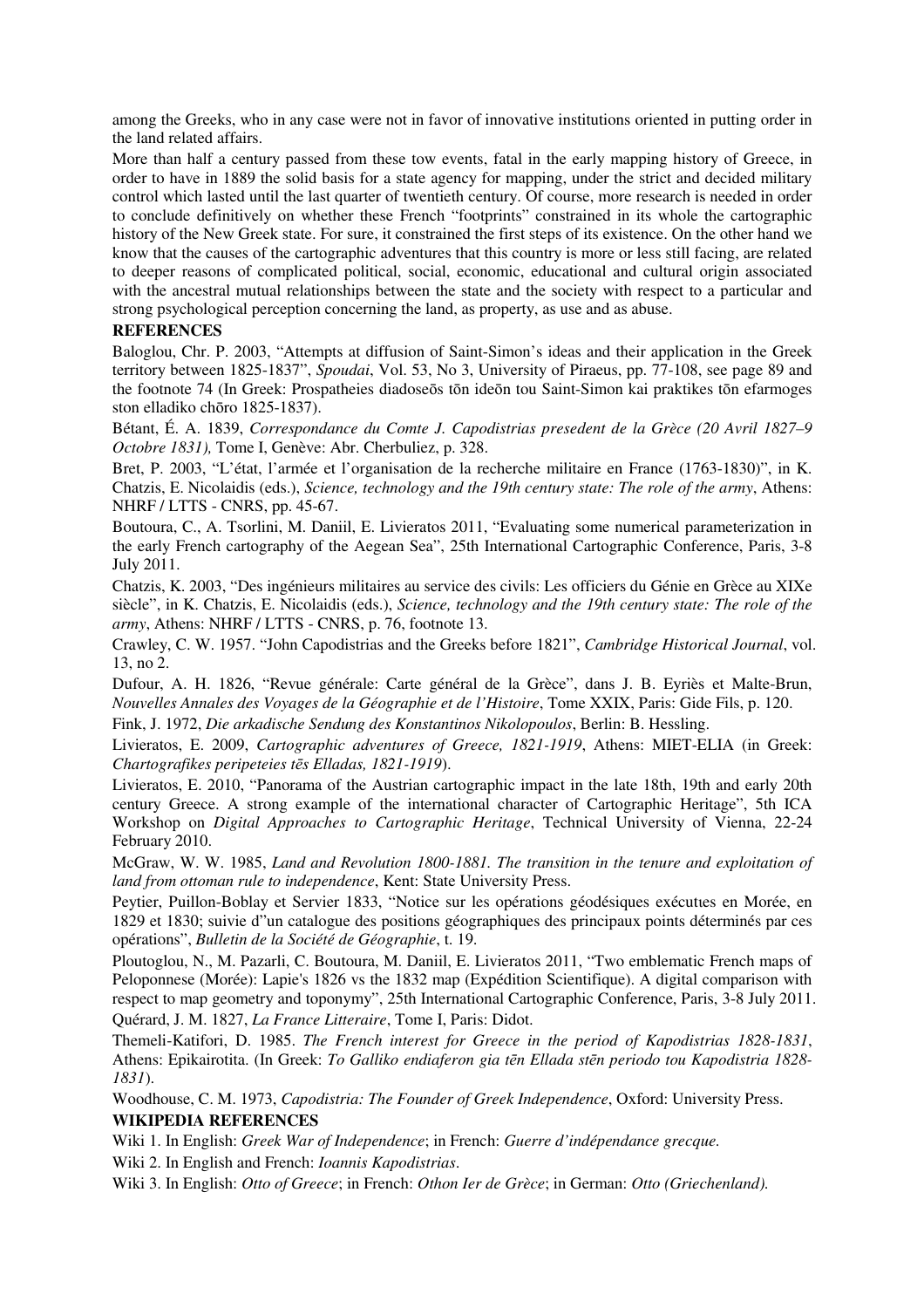among the Greeks, who in any case were not in favor of innovative institutions oriented in putting order in the land related affairs.

More than half a century passed from these tow events, fatal in the early mapping history of Greece, in order to have in 1889 the solid basis for a state agency for mapping, under the strict and decided military control which lasted until the last quarter of twentieth century. Of course, more research is needed in order to conclude definitively on whether these French "footprints" constrained in its whole the cartographic history of the New Greek state. For sure, it constrained the first steps of its existence. On the other hand we know that the causes of the cartographic adventures that this country is more or less still facing, are related to deeper reasons of complicated political, social, economic, educational and cultural origin associated with the ancestral mutual relationships between the state and the society with respect to a particular and strong psychological perception concerning the land, as property, as use and as abuse.

**REFERENCES**

Baloglou, Chr. P. 2003, "Attempts at diffusion of Saint-Simon's ideas and their application in the Greek territory between 1825-1837", *Spoudai*, Vol. 53, No 3, University of Piraeus, pp. 77-108, see page 89 and the footnote 74 (In Greek: Prospatheies diadoseōs tōn ideōn tou Saint-Simon kai praktikes tōn efarmoges ston elladiko chōro 1825-1837).

Bétant, É. A. 1839, *Correspondance du Comte J. Capodistrias presedent de la Grèce (20 Avril 1827–9 Octobre 1831),* Tome I, Genève: Abr. Cherbuliez, p. 328.

Bret, P. 2003, "L'état, l'armée et l'organisation de la recherche militaire en France (1763-1830)", in K. Chatzis, E. Nicolaidis (eds.), *Science, technology and the 19th century state: The role of the army*, Athens: NHRF / LTTS - CNRS, pp. 45-67.

Boutoura, C., A. Tsorlini, M. Daniil, E. Livieratos 2011, "Evaluating some numerical parameterization in the early French cartography of the Aegean Sea", 25th International Cartographic Conference, Paris, 3-8 July 2011.

Chatzis, K. 2003, "Des ingénieurs militaires au service des civils: Les officiers du Génie en Grèce au XIXe siècle", in K. Chatzis, E. Nicolaidis (eds.), *Science, technology and the 19th century state: The role of the army*, Athens: NHRF / LTTS - CNRS, p. 76, footnote 13.

Crawley, C. W. 1957. "John Capodistrias and the Greeks before 1821", *Cambridge Historical Journal*, vol. 13, no 2.

Dufour, A. H. 1826, "Revue générale: Carte général de la Grèce", dans J. B. Eyriès et Malte-Brun, *Nouvelles Annales des Voyages de la Géographie et de l'Histoire*, Tome XXIX, Paris: Gide Fils, p. 120.

Fink, J. 1972, *Die arkadische Sendung des Konstantinos Nikolopoulos*, Berlin: B. Hessling.

Livieratos, E. 2009, *Cartographic adventures of Greece, 1821-1919*, Athens: MIET-ELIA (in Greek: *Chartografikes peripeteies tēs Elladas, 1821-1919*).

Livieratos, E. 2010, "Panorama of the Austrian cartographic impact in the late 18th, 19th and early 20th century Greece. A strong example of the international character of Cartographic Heritage", 5th ICA Workshop on *Digital Approaches to Cartographic Heritage*, Technical University of Vienna, 22-24 February 2010.

McGraw, W. W. 1985, *Land and Revolution 1800-1881. The transition in the tenure and exploitation of land from ottoman rule to independence*, Kent: State University Press.

Peytier, Puillon-Boblay et Servier 1833, "Notice sur les opérations géodésiques exécutιes en Morée, en 1829 et 1830; suivie d"un catalogue des positions géographiques des principaux points déterminés par ces opérations", *Bulletin de la Société de Géographie*, t. 19.

Ploutoglou, N., M. Pazarli, C. Boutoura, M. Daniil, E. Livieratos 2011, "Two emblematic French maps of Peloponnese (Morée): Lapie's 1826 vs the 1832 map (Expédition Scientifique). A digital comparison with respect to map geometry and toponymy", 25th International Cartographic Conference, Paris, 3-8 July 2011.

Quérard, J. M. 1827, *La France Litteraire*, Tome I, Paris: Didot.

Themeli-Katifori, D. 1985. *The French interest for Greece in the period of Kapodistrias 1828-1831*, Athens: Epikairotita. (In Greek: *To Galliko endiaferon gia tēn Ellada stēn periodo tou Kapodistria 1828-1831*).

Woodhouse, C. M. 1973, *Capodistria: The Founder of Greek Independence*, Oxford: University Press.

**WIKIPEDIA REFERENCES**

Wiki 1. In English: *Greek War of Independence*; in French: *Guerre d'indépendance grecque.*

Wiki 2. In English and French: *Ioannis Kapodistrias*.

Wiki 3. In English: *Otto of Greece*; in French: *Othon Ier de Grèce*; in German: *Otto (Griechenland).*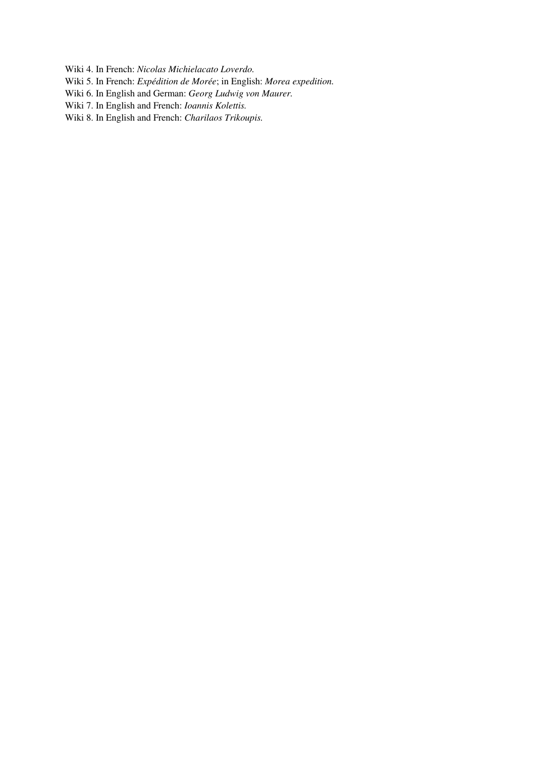Wiki 4. In French: *Nicolas Michielacato Loverdo.*

Wiki 5. In French: *Expédition de Morée*; in English: *Morea expedition.*

Wiki 6. In English and German: *Georg Ludwig von Maurer.*

Wiki 7. In English and French: *Ioannis Kolettis.*

Wiki 8. In English and French: *Charilaos Trikoupis.*